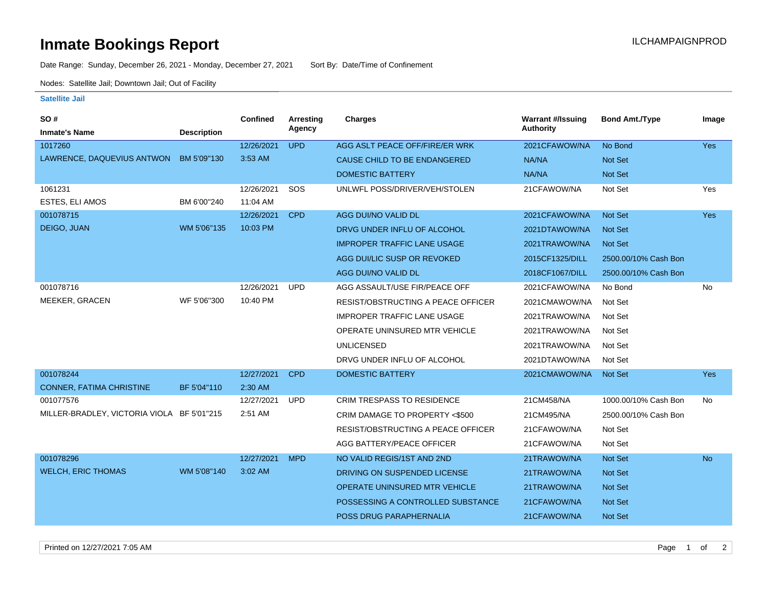# Inmate Bookings Report

ILCHAMPAIGNPROD

Date Range: Sunday, December 26, 2021 - Monday, December 27, 2021 Sort By: Date/Time of Confinement

Nodes: Satellite Jail; Downtown Jail; Out of Facility

### Satellite Jail

| SO # / Inmate's Name | Description | Confined | Arresting Agency | Charges | Warrant #/Issuing Authority | Bond Amt./Type | Image |
|---|---|---|---|---|---|---|---|
| 1017260 LAWRENCE, DAQUEVIUS ANTWON | BM 5'09"130 | 12/26/2021 3:53 AM | UPD | AGG ASLT PEACE OFF/FIRE/ER WRK | 2021CFAWOW/NA | No Bond | Yes |
| | | | | CAUSE CHILD TO BE ENDANGERED | NA/NA | Not Set | |
| | | | | DOMESTIC BATTERY | NA/NA | Not Set | |
| 1061231 ESTES, ELI AMOS | BM 6'00"240 | 12/26/2021 11:04 AM | SOS | UNLWFL POSS/DRIVER/VEH/STOLEN | 21CFAWOW/NA | Not Set | Yes |
| 001078715 DEIGO, JUAN | WM 5'06"135 | 12/26/2021 10:03 PM | CPD | AGG DUI/NO VALID DL | 2021CFAWOW/NA | Not Set | Yes |
| | | | | DRVG UNDER INFLU OF ALCOHOL | 2021DTAWOW/NA | Not Set | |
| | | | | IMPROPER TRAFFIC LANE USAGE | 2021TRAWOW/NA | Not Set | |
| | | | | AGG DUI/LIC SUSP OR REVOKED | 2015CF1325/DILL | 2500.00/10% Cash Bon | |
| | | | | AGG DUI/NO VALID DL | 2018CF1067/DILL | 2500.00/10% Cash Bon | |
| 001078716 MEEKER, GRACEN | WF 5'06"300 | 12/26/2021 10:40 PM | UPD | AGG ASSAULT/USE FIR/PEACE OFF | 2021CFAWOW/NA | No Bond | No |
| | | | | RESIST/OBSTRUCTING A PEACE OFFICER | 2021CMAWOW/NA | Not Set | |
| | | | | IMPROPER TRAFFIC LANE USAGE | 2021TRAWOW/NA | Not Set | |
| | | | | OPERATE UNINSURED MTR VEHICLE | 2021TRAWOW/NA | Not Set | |
| | | | | UNLICENSED | 2021TRAWOW/NA | Not Set | |
| | | | | DRVG UNDER INFLU OF ALCOHOL | 2021DTAWOW/NA | Not Set | |
| 001078244 CONNER, FATIMA CHRISTINE | BF 5'04"110 | 12/27/2021 2:30 AM | CPD | DOMESTIC BATTERY | 2021CMAWOW/NA | Not Set | Yes |
| 001077576 MILLER-BRADLEY, VICTORIA VIOLA | BF 5'01"215 | 12/27/2021 2:51 AM | UPD | CRIM TRESPASS TO RESIDENCE | 21CM458/NA | 1000.00/10% Cash Bon | No |
| | | | | CRIM DAMAGE TO PROPERTY <$500 | 21CM495/NA | 2500.00/10% Cash Bon | |
| | | | | RESIST/OBSTRUCTING A PEACE OFFICER | 21CFAWOW/NA | Not Set | |
| | | | | AGG BATTERY/PEACE OFFICER | 21CFAWOW/NA | Not Set | |
| 001078296 WELCH, ERIC THOMAS | WM 5'08"140 | 12/27/2021 3:02 AM | MPD | NO VALID REGIS/1ST AND 2ND | 21TRAWOW/NA | Not Set | No |
| | | | | DRIVING ON SUSPENDED LICENSE | 21TRAWOW/NA | Not Set | |
| | | | | OPERATE UNINSURED MTR VEHICLE | 21TRAWOW/NA | Not Set | |
| | | | | POSSESSING A CONTROLLED SUBSTANCE | 21CFAWOW/NA | Not Set | |
| | | | | POSS DRUG PARAPHERNALIA | 21CFAWOW/NA | Not Set | |

Printed on 12/27/2021 7:05 AM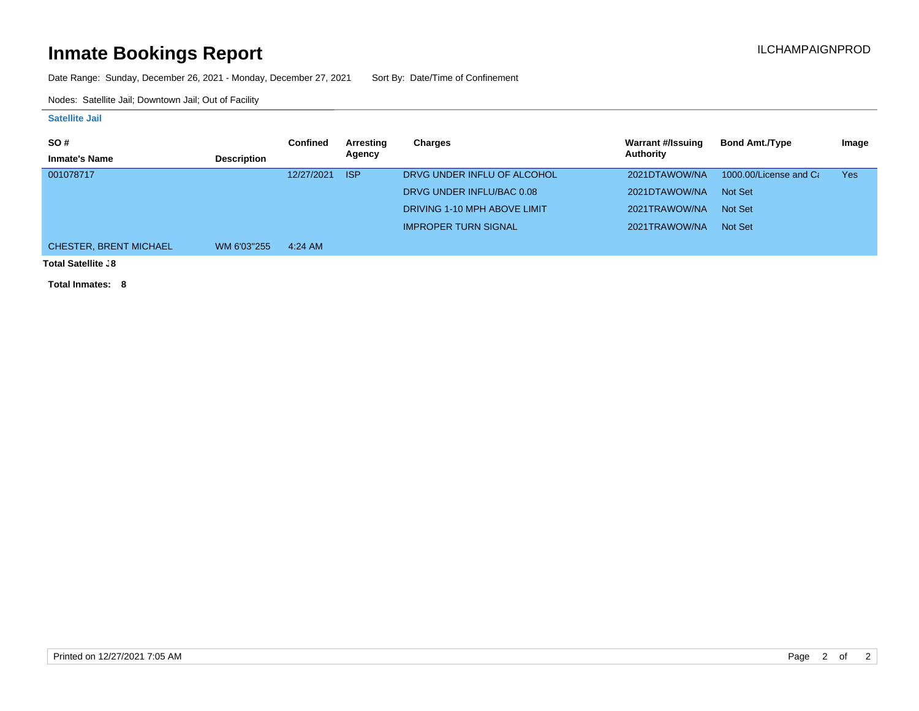# Inmate Bookings Report

ILCHAMPAIGNPROD

Date Range: Sunday, December 26, 2021 - Monday, December 27, 2021 Sort By: Date/Time of Confinement

Nodes: Satellite Jail; Downtown Jail; Out of Facility

### Satellite Jail

| SO # / Inmate's Name | Description | Confined | Arresting Agency | Charges | Warrant #/Issuing Authority | Bond Amt./Type | Image |
|---|---|---|---|---|---|---|---|
| 001078717 | | 12/27/2021 | ISP | DRVG UNDER INFLU OF ALCOHOL | 2021DTAWOW/NA | 1000.00/License and Ca | Yes |
| | | | | DRVG UNDER INFLU/BAC 0.08 | 2021DTAWOW/NA | Not Set | |
| | | | | DRIVING 1-10 MPH ABOVE LIMIT | 2021TRAWOW/NA | Not Set | |
| | | | | IMPROPER TURN SIGNAL | 2021TRAWOW/NA | Not Set | |
| CHESTER, BRENT MICHAEL | WM 6'03"255 | 4:24 AM | | | | | |

**Total Satellite J8**

**Total Inmates: 8**

Printed on 12/27/2021 7:05 AM